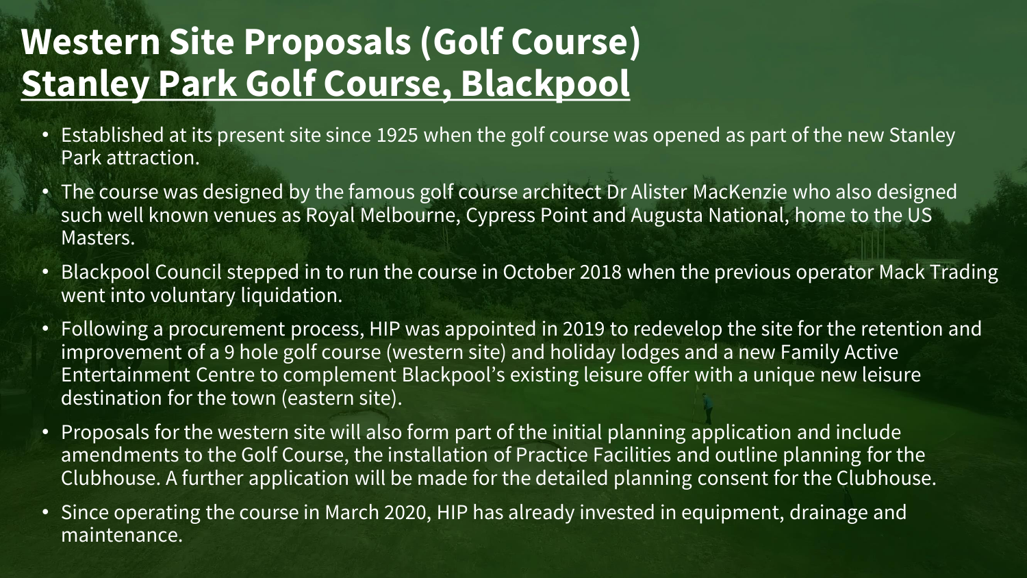# Western Site Proposals (Golf Course)
## Stanley Park Golf Course, Blackpool

- Established at its present site since 1925 when the golf course was opened as part of the new Stanley Park attraction.
- The course was designed by the famous golf course architect Dr Alister MacKenzie who also designed such well known venues as Royal Melbourne, Cypress Point and Augusta National, home to the US Masters.
- Blackpool Council stepped in to run the course in October 2018 when the previous operator Mack Trading went into voluntary liquidation.
- Following a procurement process, HIP was appointed in 2019 to redevelop the site for the retention and improvement of a 9 hole golf course (western site) and holiday lodges and a new Family Active Entertainment Centre to complement Blackpool's existing leisure offer with a unique new leisure destination for the town (eastern site).
- Proposals for the western site will also form part of the initial planning application and include amendments to the Golf Course, the installation of Practice Facilities and outline planning for the Clubhouse. A further application will be made for the detailed planning consent for the Clubhouse.
- Since operating the course in March 2020, HIP has already invested in equipment, drainage and maintenance.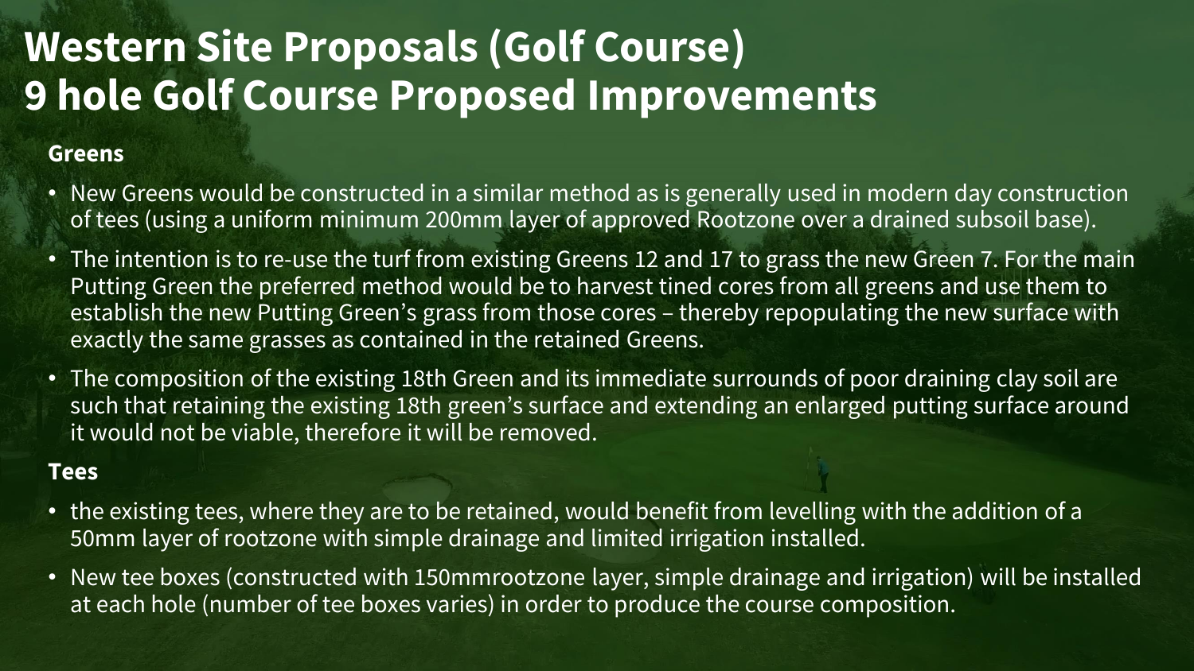# Western Site Proposals (Golf Course)
# 9 hole Golf Course Proposed Improvements

### Greens

- New Greens would be constructed in a similar method as is generally used in modern day construction of tees (using a uniform minimum 200mm layer of approved Rootzone over a drained subsoil base).
- The intention is to re-use the turf from existing Greens 12 and 17 to grass the new Green 7. For the main Putting Green the preferred method would be to harvest tined cores from all greens and use them to establish the new Putting Green's grass from those cores – thereby repopulating the new surface with exactly the same grasses as contained in the retained Greens.
- The composition of the existing 18th Green and its immediate surrounds of poor draining clay soil are such that retaining the existing 18th green's surface and extending an enlarged putting surface around it would not be viable, therefore it will be removed.

### Tees

- the existing tees, where they are to be retained, would benefit from levelling with the addition of a 50mm layer of rootzone with simple drainage and limited irrigation installed.
- New tee boxes (constructed with 150mmrootzone layer, simple drainage and irrigation) will be installed at each hole (number of tee boxes varies) in order to produce the course composition.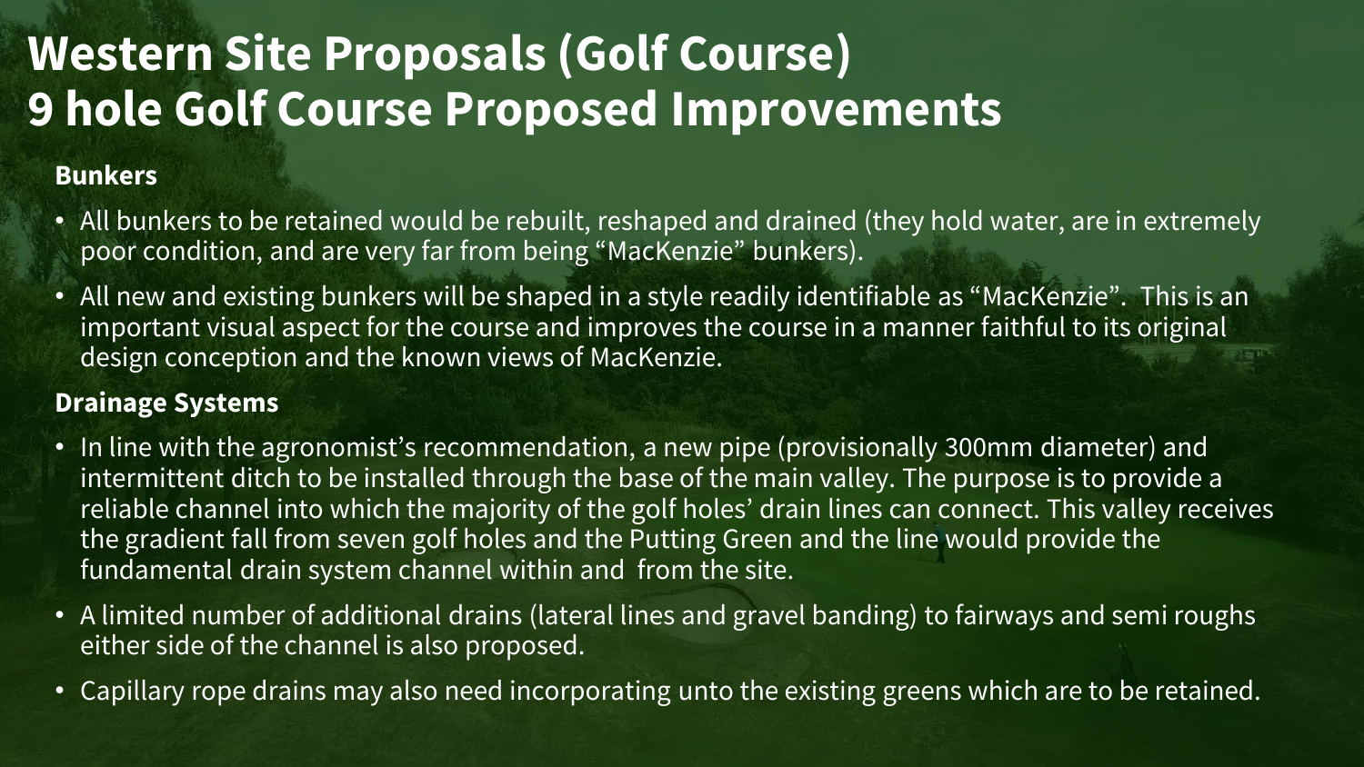# Western Site Proposals (Golf Course)
# 9 hole Golf Course Proposed Improvements

**Bunkers**

- All bunkers to be retained would be rebuilt, reshaped and drained (they hold water, are in extremely poor condition, and are very far from being "MacKenzie" bunkers).
- All new and existing bunkers will be shaped in a style readily identifiable as "MacKenzie". This is an important visual aspect for the course and improves the course in a manner faithful to its original design conception and the known views of MacKenzie.

**Drainage Systems**

- In line with the agronomist's recommendation, a new pipe (provisionally 300mm diameter) and intermittent ditch to be installed through the base of the main valley. The purpose is to provide a reliable channel into which the majority of the golf holes' drain lines can connect. This valley receives the gradient fall from seven golf holes and the Putting Green and the line would provide the fundamental drain system channel within and from the site.
- A limited number of additional drains (lateral lines and gravel banding) to fairways and semi roughs either side of the channel is also proposed.
- Capillary rope drains may also need incorporating unto the existing greens which are to be retained.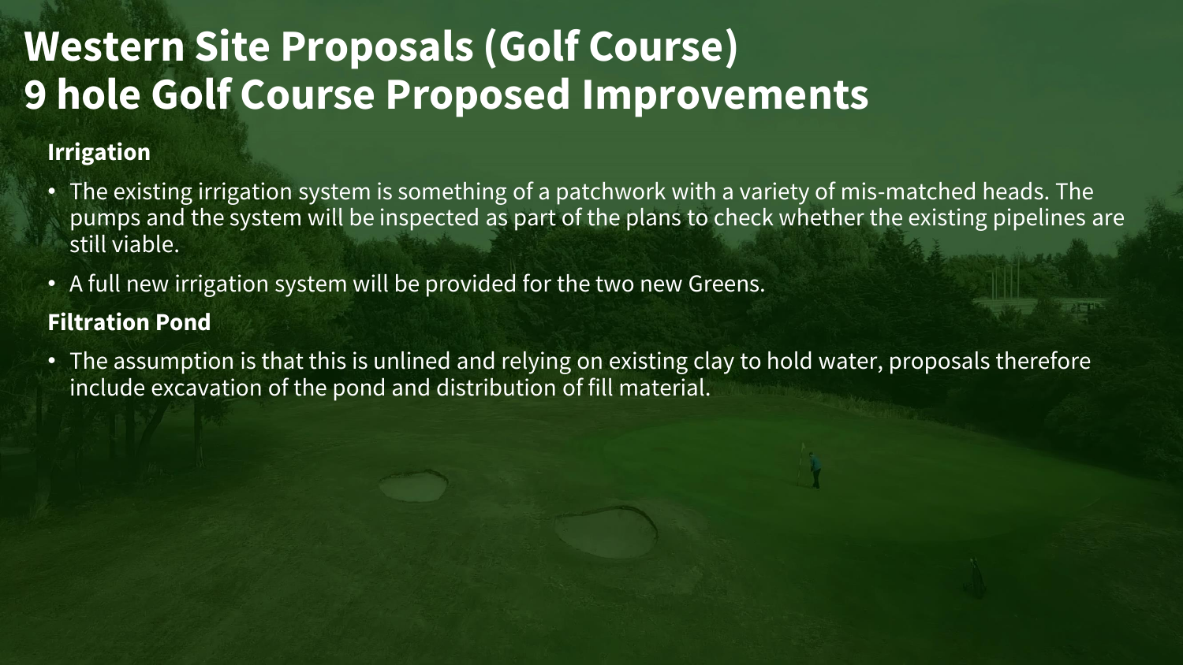# Western Site Proposals (Golf Course)
# 9 hole Golf Course Proposed Improvements

**Irrigation**

- The existing irrigation system is something of a patchwork with a variety of mis-matched heads. The pumps and the system will be inspected as part of the plans to check whether the existing pipelines are still viable.
- A full new irrigation system will be provided for the two new Greens.

**Filtration Pond**

- The assumption is that this is unlined and relying on existing clay to hold water, proposals therefore include excavation of the pond and distribution of fill material.